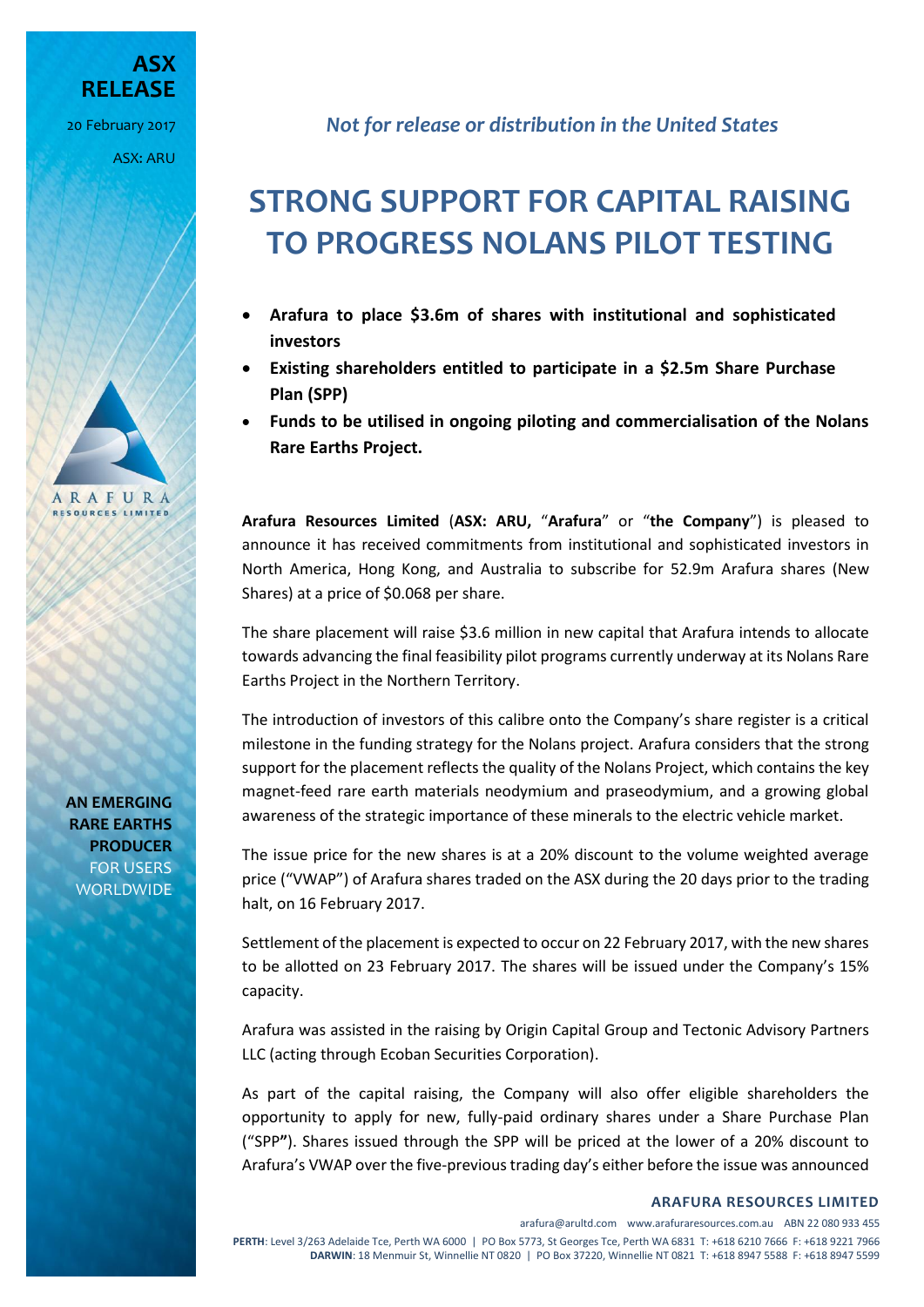**ASX RELEASE**

20 February 2017

ASX: ARU

*Not for release or distribution in the United States*

# STRONG SUPPORT FOR CAPITAL RAISING TO PROGRESS NOLANS PILOT TESTING

- **Arafura to place $3.6m of shares with institutional and sophisticated investors**
- **Existing shareholders entitled to participate in a $2.5m Share Purchase Plan (SPP)**
- **Funds to be utilised in ongoing piloting and commercialisation of the Nolans Rare Earths Project.**

**Arafura Resources Limited** (**ASX: ARU,** "**Arafura**" or "**the Company**") is pleased to announce it has received commitments from institutional and sophisticated investors in North America, Hong Kong, and Australia to subscribe for 52.9m Arafura shares (New Shares) at a price of $0.068 per share.

The share placement will raise $3.6 million in new capital that Arafura intends to allocate towards advancing the final feasibility pilot programs currently underway at its Nolans Rare Earths Project in the Northern Territory.

The introduction of investors of this calibre onto the Company's share register is a critical milestone in the funding strategy for the Nolans project. Arafura considers that the strong support for the placement reflects the quality of the Nolans Project, which contains the key magnet-feed rare earth materials neodymium and praseodymium, and a growing global awareness of the strategic importance of these minerals to the electric vehicle market.

The issue price for the new shares is at a 20% discount to the volume weighted average price ("VWAP") of Arafura shares traded on the ASX during the 20 days prior to the trading halt, on 16 February 2017.

Settlement of the placement is expected to occur on 22 February 2017, with the new shares to be allotted on 23 February 2017. The shares will be issued under the Company's 15% capacity.

Arafura was assisted in the raising by Origin Capital Group and Tectonic Advisory Partners LLC (acting through Ecoban Securities Corporation).

As part of the capital raising, the Company will also offer eligible shareholders the opportunity to apply for new, fully-paid ordinary shares under a Share Purchase Plan ("SPP"). Shares issued through the SPP will be priced at the lower of a 20% discount to Arafura's VWAP over the five-previous trading day's either before the issue was announced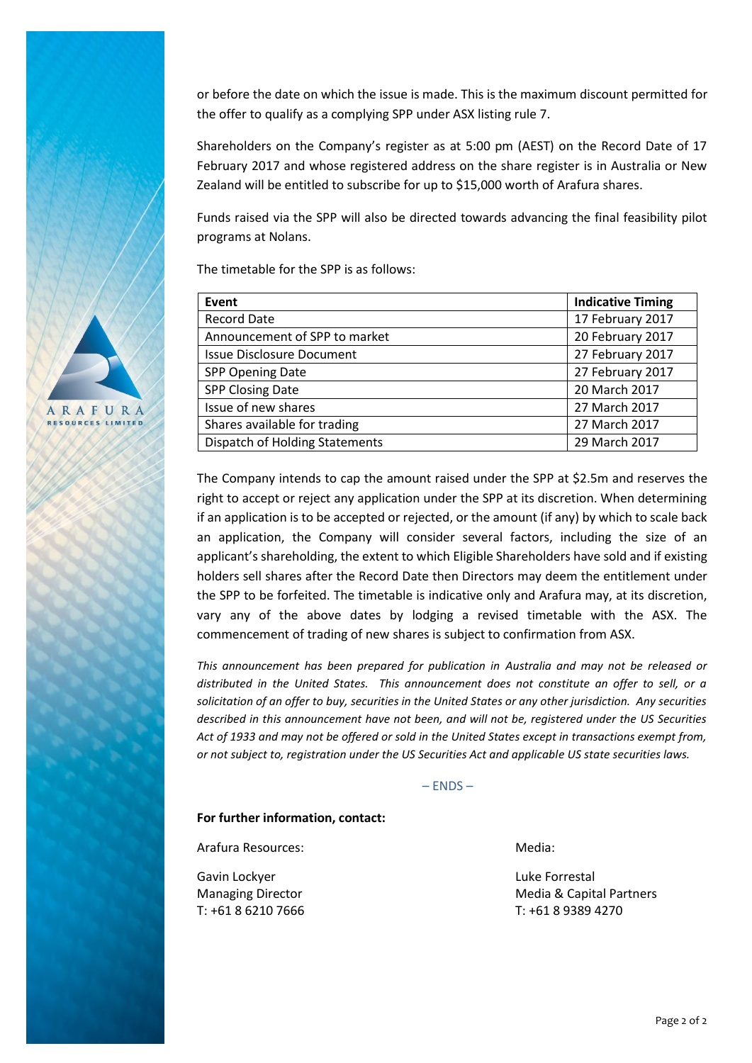or before the date on which the issue is made. This is the maximum discount permitted for the offer to qualify as a complying SPP under ASX listing rule 7.

Shareholders on the Company's register as at 5:00 pm (AEST) on the Record Date of 17 February 2017 and whose registered address on the share register is in Australia or New Zealand will be entitled to subscribe for up to $15,000 worth of Arafura shares.

Funds raised via the SPP will also be directed towards advancing the final feasibility pilot programs at Nolans.

The timetable for the SPP is as follows:

| Event | Indicative Timing |
|---|---|
| Record Date | 17 February 2017 |
| Announcement of SPP to market | 20 February 2017 |
| Issue Disclosure Document | 27 February 2017 |
| SPP Opening Date | 27 February 2017 |
| SPP Closing Date | 20 March 2017 |
| Issue of new shares | 27 March 2017 |
| Shares available for trading | 27 March 2017 |
| Dispatch of Holding Statements | 29 March 2017 |

The Company intends to cap the amount raised under the SPP at $2.5m and reserves the right to accept or reject any application under the SPP at its discretion. When determining if an application is to be accepted or rejected, or the amount (if any) by which to scale back an application, the Company will consider several factors, including the size of an applicant's shareholding, the extent to which Eligible Shareholders have sold and if existing holders sell shares after the Record Date then Directors may deem the entitlement under the SPP to be forfeited. The timetable is indicative only and Arafura may, at its discretion, vary any of the above dates by lodging a revised timetable with the ASX. The commencement of trading of new shares is subject to confirmation from ASX.

*This announcement has been prepared for publication in Australia and may not be released or distributed in the United States. This announcement does not constitute an offer to sell, or a solicitation of an offer to buy, securities in the United States or any other jurisdiction. Any securities described in this announcement have not been, and will not be, registered under the US Securities Act of 1933 and may not be offered or sold in the United States except in transactions exempt from, or not subject to, registration under the US Securities Act and applicable US state securities laws.*

– ENDS –

**For further information, contact:**

Arafura Resources:

Gavin Lockyer
Managing Director
T: +61 8 6210 7666

Media:

Luke Forrestal
Media & Capital Partners
T: +61 8 9389 4270